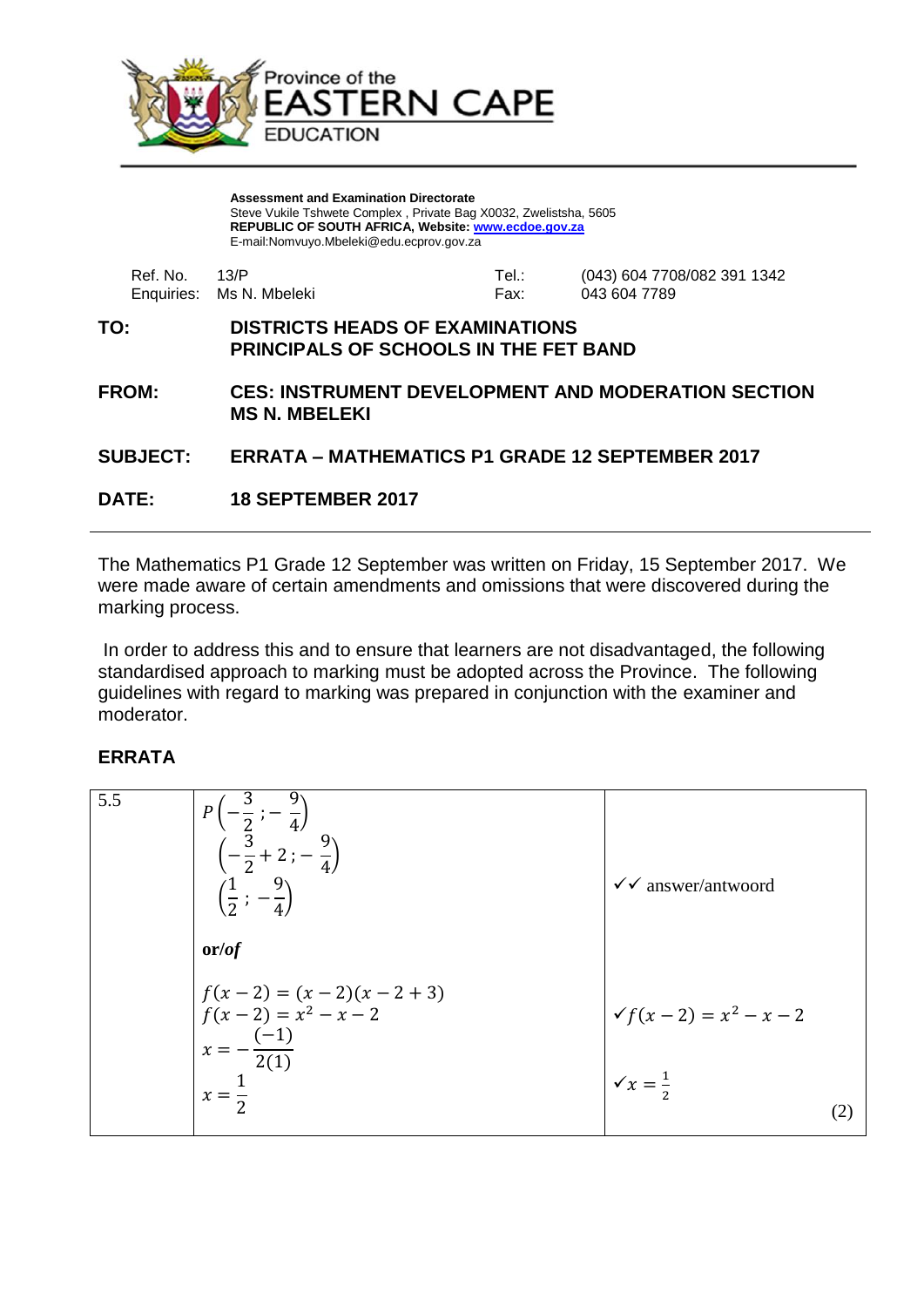Province of the
# EASTERN CAPE
EDUCATION

**Assessment and Examination Directorate**
Steve Vukile Tshwete Complex , Private Bag X0032, Zwelistsha, 5605
**REPUBLIC OF SOUTH AFRICA, Website: www.ecdoe.gov.za**
E-mail:Nomvuyo.Mbeleki@edu.ecprov.gov.za

| | | | |
|---|---|---|---|
| Ref. No. | 13/P | Tel.: | (043) 604 7708/082 391 1342 |
| Enquiries: | Ms N. Mbeleki | Fax: | 043 604 7789 |

**TO:** **DISTRICTS HEADS OF EXAMINATIONS**
**PRINCIPALS OF SCHOOLS IN THE FET BAND**

**FROM:** **CES: INSTRUMENT DEVELOPMENT AND MODERATION SECTION**
**MS N. MBELEKI**

**SUBJECT:** **ERRATA – MATHEMATICS P1 GRADE 12 SEPTEMBER 2017**

**DATE:** **18 SEPTEMBER 2017**

---

The Mathematics P1 Grade 12 September was written on Friday, 15 September 2017. We were made aware of certain amendments and omissions that were discovered during the marking process.

In order to address this and to ensure that learners are not disadvantaged, the following standardised approach to marking must be adopted across the Province. The following guidelines with regard to marking was prepared in conjunction with the examiner and moderator.

## ERRATA

| | | |
|---|---|---|
| 5.5 | $P\left(-\frac{3}{2};-\frac{9}{4}\right)$<br>$\left(-\frac{3}{2}+2;-\frac{9}{4}\right)$<br>$\left(\frac{1}{2};-\frac{9}{4}\right)$<br><br>**or/*of***<br><br>$f(x-2)=(x-2)(x-2+3)$<br>$f(x-2)=x^2-x-2$<br>$x=-\frac{(-1)}{2(1)}$<br>$x=\frac{1}{2}$ | ✓✓ answer/antwoord<br><br><br><br>✓$f(x-2)=x^2-x-2$<br><br>✓$x=\frac{1}{2}$<br><br>(2) |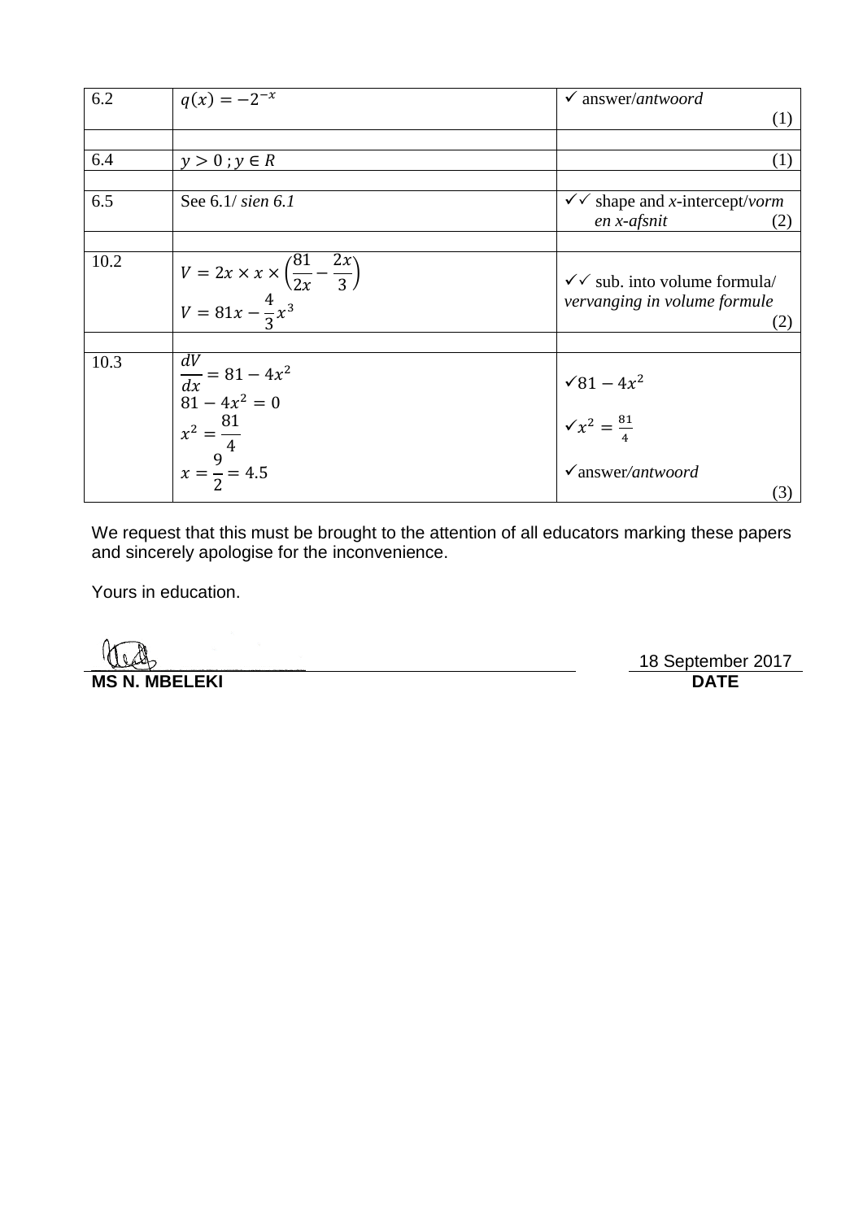| | | |
|---|---|---|
| 6.2 | $q(x) = -2^{-x}$ | ✓ answer/*antwoord* (1) |
| | | |
| 6.4 | $y > 0\ ;\ y \in R$ | (1) |
| | | |
| 6.5 | See 6.1/ *sien 6.1* | ✓✓ shape and *x*-intercept/*vorm en x-afsnit* (2) |
| | | |
| 10.2 | $V = 2x \times x \times \left(\frac{81}{2x} - \frac{2x}{3}\right)$ <br> $V = 81x - \frac{4}{3}x^3$ | ✓✓ sub. into volume formula/ *vervanging in volume formule* (2) |
| | | |
| 10.3 | $\frac{dV}{dx} = 81 - 4x^2$ <br> $81 - 4x^2 = 0$ <br> $x^2 = \frac{81}{4}$ <br> $x = \frac{9}{2} = 4.5$ | ✓$81 - 4x^2$ <br> ✓$x^2 = \frac{81}{4}$ <br> ✓answer/*antwoord* (3) |

We request that this must be brought to the attention of all educators marking these papers and sincerely apologise for the inconvenience.

Yours in education.

**MS N. MBELEKI**

18 September 2017

**DATE**